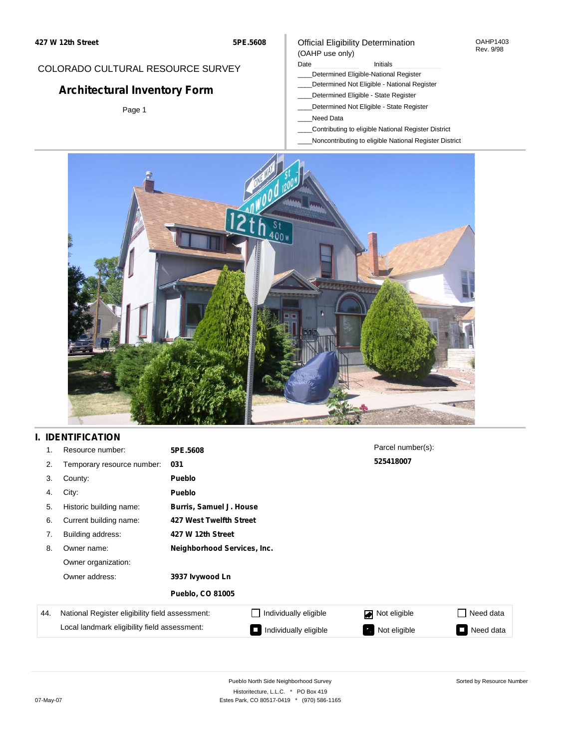427 W 12th Street | 5PE.5608

COLORADO CULTURAL RESOURCE SURVEY

## Architectural Inventory Form

Page 1

Official Eligibility Determination
(OAHP use only)

OAHP1403
Rev. 9/98

Date ______ Initials ______

____Determined Eligible-National Register
____Determined Not Eligible - National Register
____Determined Eligible - State Register
____Determined Not Eligible - State Register
____Need Data
____Contributing to eligible National Register District
____Noncontributing to eligible National Register District

## I. IDENTIFICATION

| | | |
|---|---|---|
| 1. | Resource number: | **5PE.5608** |
| 2. | Temporary resource number: | **031** |
| 3. | County: | **Pueblo** |
| 4. | City: | **Pueblo** |
| 5. | Historic building name: | **Burris, Samuel J. House** |
| 6. | Current building name: | **427 West Twelfth Street** |
| 7. | Building address: | **427 W 12th Street** |
| 8. | Owner name: | **Neighborhood Services, Inc.** |
| | Owner organization: | |
| | Owner address: | **3937 Ivywood Ln** |
| | | **Pueblo, CO 81005** |

Parcel number(s):
**525418007**

| 44. | | | | |
|---|---|---|---|---|
| National Register eligibility field assessment: | ☐ Individually eligible | ☑ Not eligible | ☐ Need data |
| Local landmark eligibility field assessment: | ☐ Individually eligible | ☐ Not eligible | ☐ Need data |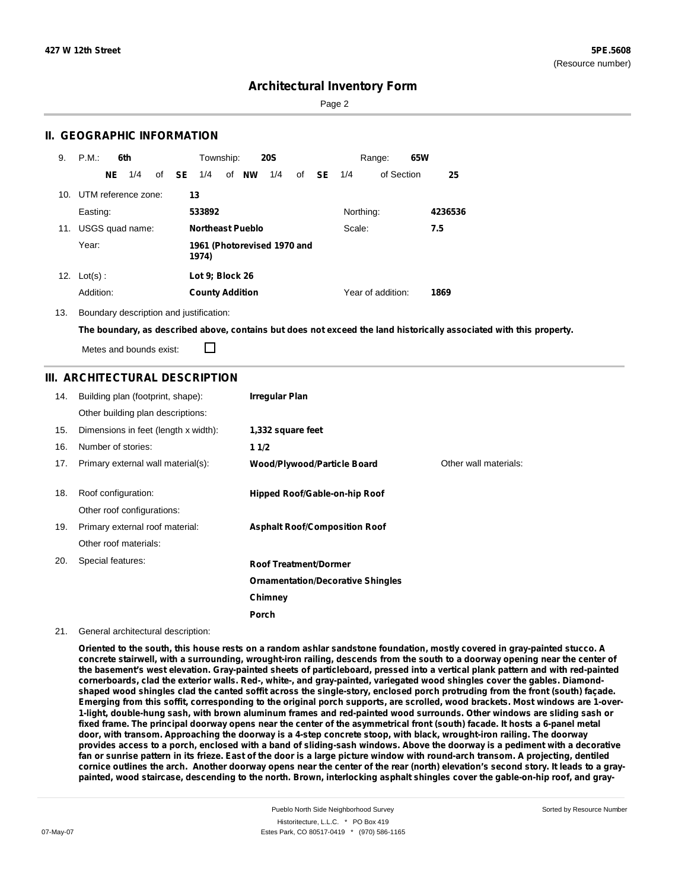# Architectural Inventory Form

## II. GEOGRAPHIC INFORMATION

9. P.M.: **6th** Township: **20S** Range: **65W**

**NE** 1/4 of **SE** 1/4 of **NW** 1/4 of **SE** 1/4 of Section **25**

10. UTM reference zone: **13**

Easting: **533892** Northing: **4236536**

11. USGS quad name: **Northeast Pueblo** Scale: **7.5**

Year: **1961 (Photorevised 1970 and 1974)**

12. Lot(s) : **Lot 9; Block 26**

Addition: **County Addition** Year of addition: **1869**

13. Boundary description and justification:

**The boundary, as described above, contains but does not exceed the land historically associated with this property.**

Metes and bounds exist: ☐

## III. ARCHITECTURAL DESCRIPTION

14. Building plan (footprint, shape): **Irregular Plan**

Other building plan descriptions:

15. Dimensions in feet (length x width): **1,332 square feet**

16. Number of stories: **1 1/2**

17. Primary external wall material(s): **Wood/Plywood/Particle Board** Other wall materials:

18. Roof configuration: **Hipped Roof/Gable-on-hip Roof**

Other roof configurations:

19. Primary external roof material: **Asphalt Roof/Composition Roof**

Other roof materials:

20. Special features: **Roof Treatment/Dormer**

**Ornamentation/Decorative Shingles**

**Chimney**

**Porch**

21. General architectural description:

**Oriented to the south, this house rests on a random ashlar sandstone foundation, mostly covered in gray-painted stucco. A concrete stairwell, with a surrounding, wrought-iron railing, descends from the south to a doorway opening near the center of the basement's west elevation. Gray-painted sheets of particleboard, pressed into a vertical plank pattern and with red-painted cornerboards, clad the exterior walls. Red-, white-, and gray-painted, variegated wood shingles cover the gables. Diamond-shaped wood shingles clad the canted soffit across the single-story, enclosed porch protruding from the front (south) façade. Emerging from this soffit, corresponding to the original porch supports, are scrolled, wood brackets. Most windows are 1-over-1-light, double-hung sash, with brown aluminum frames and red-painted wood surrounds. Other windows are sliding sash or fixed frame. The principal doorway opens near the center of the asymmetrical front (south) facade. It hosts a 6-panel metal door, with transom. Approaching the doorway is a 4-step concrete stoop, with black, wrought-iron railing. The doorway provides access to a porch, enclosed with a band of sliding-sash windows. Above the doorway is a pediment with a decorative fan or sunrise pattern in its frieze. East of the door is a large picture window with round-arch transom. A projecting, dentiled cornice outlines the arch. Another doorway opens near the center of the rear (north) elevation's second story. It leads to a gray-painted, wood staircase, descending to the north. Brown, interlocking asphalt shingles cover the gable-on-hip roof, and gray-**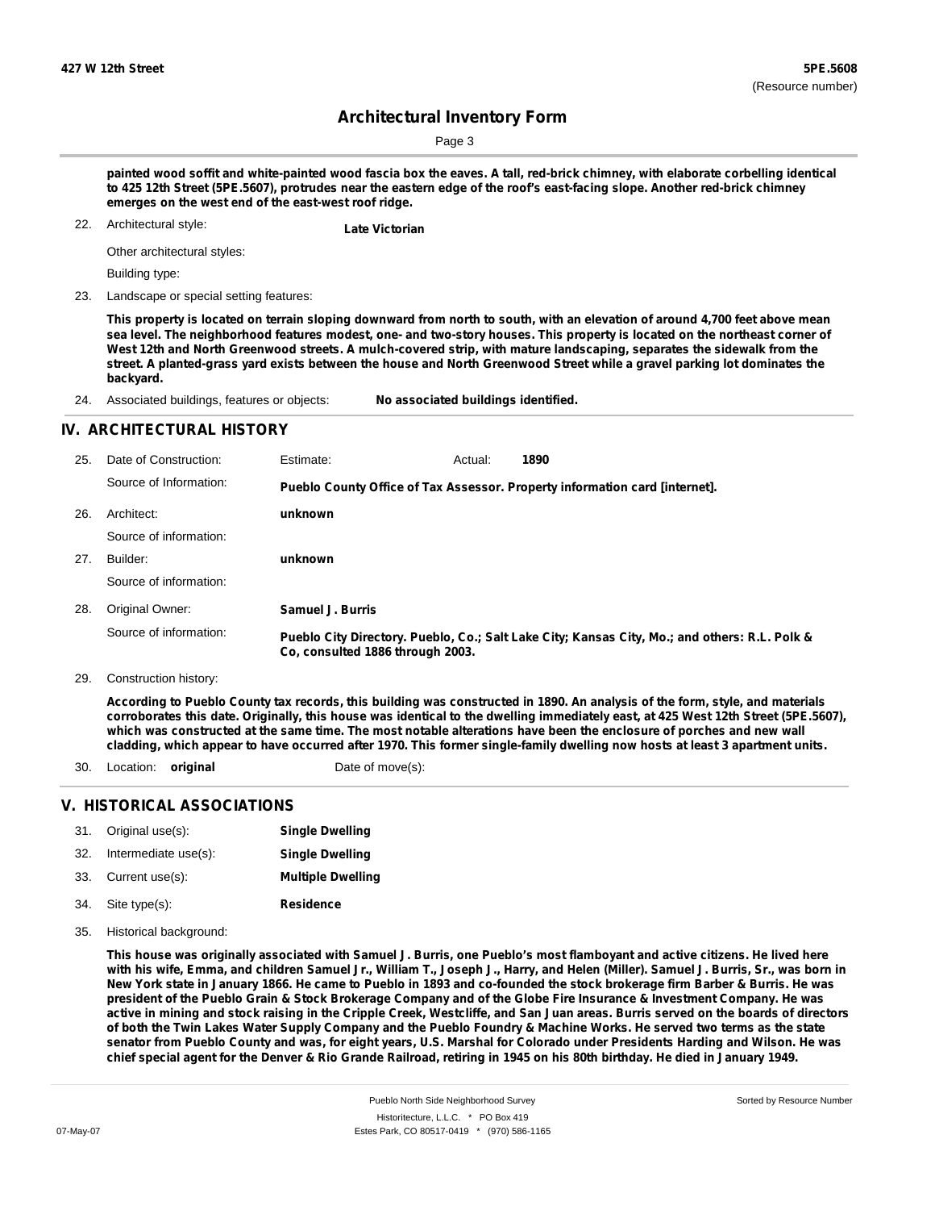painted wood soffit and white-painted wood fascia box the eaves. A tall, red-brick chimney, with elaborate corbelling identical to 425 12th Street (5PE.5607), protrudes near the eastern edge of the roof's east-facing slope. Another red-brick chimney emerges on the west end of the east-west roof ridge.

22. Architectural style: **Late Victorian**

Other architectural styles:

Building type:

23. Landscape or special setting features:

**This property is located on terrain sloping downward from north to south, with an elevation of around 4,700 feet above mean sea level. The neighborhood features modest, one- and two-story houses. This property is located on the northeast corner of West 12th and North Greenwood streets. A mulch-covered strip, with mature landscaping, separates the sidewalk from the street. A planted-grass yard exists between the house and North Greenwood Street while a gravel parking lot dominates the backyard.**

24. Associated buildings, features or objects: **No associated buildings identified.**

## IV. ARCHITECTURAL HISTORY

25. Date of Construction: Estimate: Actual: **1890**

Source of Information: **Pueblo County Office of Tax Assessor. Property information card [internet].**

26. Architect: **unknown**

Source of information:

27. Builder: **unknown**

Source of information:

28. Original Owner: **Samuel J. Burris**

Source of information: **Pueblo City Directory. Pueblo, Co.; Salt Lake City; Kansas City, Mo.; and others: R.L. Polk & Co, consulted 1886 through 2003.**

29. Construction history:

**According to Pueblo County tax records, this building was constructed in 1890. An analysis of the form, style, and materials corroborates this date. Originally, this house was identical to the dwelling immediately east, at 425 West 12th Street (5PE.5607), which was constructed at the same time. The most notable alterations have been the enclosure of porches and new wall cladding, which appear to have occurred after 1970. This former single-family dwelling now hosts at least 3 apartment units.**

30. Location: **original** Date of move(s):

## V. HISTORICAL ASSOCIATIONS

31. Original use(s): **Single Dwelling**
32. Intermediate use(s): **Single Dwelling**
33. Current use(s): **Multiple Dwelling**
34. Site type(s): **Residence**
35. Historical background:

**This house was originally associated with Samuel J. Burris, one Pueblo's most flamboyant and active citizens. He lived here with his wife, Emma, and children Samuel Jr., William T., Joseph J., Harry, and Helen (Miller). Samuel J. Burris, Sr., was born in New York state in January 1866. He came to Pueblo in 1893 and co-founded the stock brokerage firm Barber & Burris. He was president of the Pueblo Grain & Stock Brokerage Company and of the Globe Fire Insurance & Investment Company. He was active in mining and stock raising in the Cripple Creek, Westcliffe, and San Juan areas. Burris served on the boards of directors of both the Twin Lakes Water Supply Company and the Pueblo Foundry & Machine Works. He served two terms as the state senator from Pueblo County and was, for eight years, U.S. Marshal for Colorado under Presidents Harding and Wilson. He was chief special agent for the Denver & Rio Grande Railroad, retiring in 1945 on his 80th birthday. He died in January 1949.**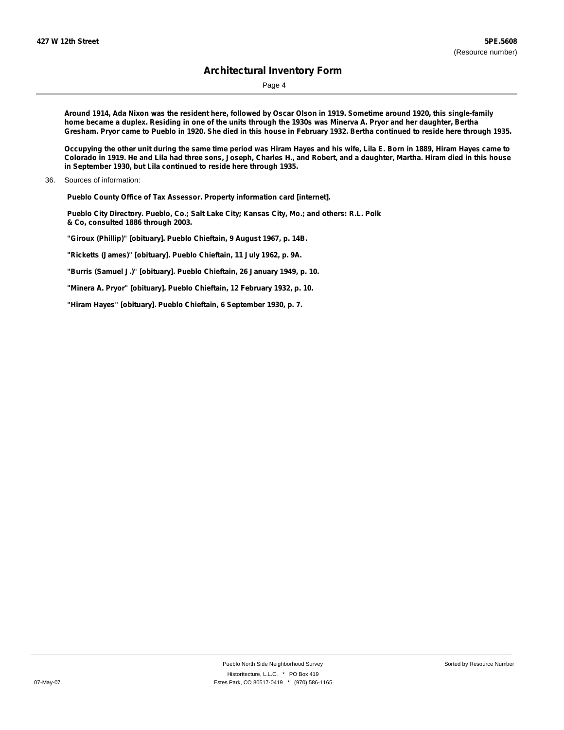Around 1914, Ada Nixon was the resident here, followed by Oscar Olson in 1919. Sometime around 1920, this single-family home became a duplex. Residing in one of the units through the 1930s was Minerva A. Pryor and her daughter, Bertha Gresham. Pryor came to Pueblo in 1920. She died in this house in February 1932. Bertha continued to reside here through 1935.

Occupying the other unit during the same time period was Hiram Hayes and his wife, Lila E. Born in 1889, Hiram Hayes came to Colorado in 1919. He and Lila had three sons, Joseph, Charles H., and Robert, and a daughter, Martha. Hiram died in this house in September 1930, but Lila continued to reside here through 1935.

36. Sources of information:

**Pueblo County Office of Tax Assessor. Property information card [internet].**

**Pueblo City Directory. Pueblo, Co.; Salt Lake City; Kansas City, Mo.; and others: R.L. Polk & Co, consulted 1886 through 2003.**

**"Giroux (Phillip)" [obituary]. Pueblo Chieftain, 9 August 1967, p. 14B.**

**"Ricketts (James)" [obituary]. Pueblo Chieftain, 11 July 1962, p. 9A.**

**"Burris (Samuel J.)" [obituary]. Pueblo Chieftain, 26 January 1949, p. 10.**

**"Minera A. Pryor" [obituary]. Pueblo Chieftain, 12 February 1932, p. 10.**

**"Hiram Hayes" [obituary]. Pueblo Chieftain, 6 September 1930, p. 7.**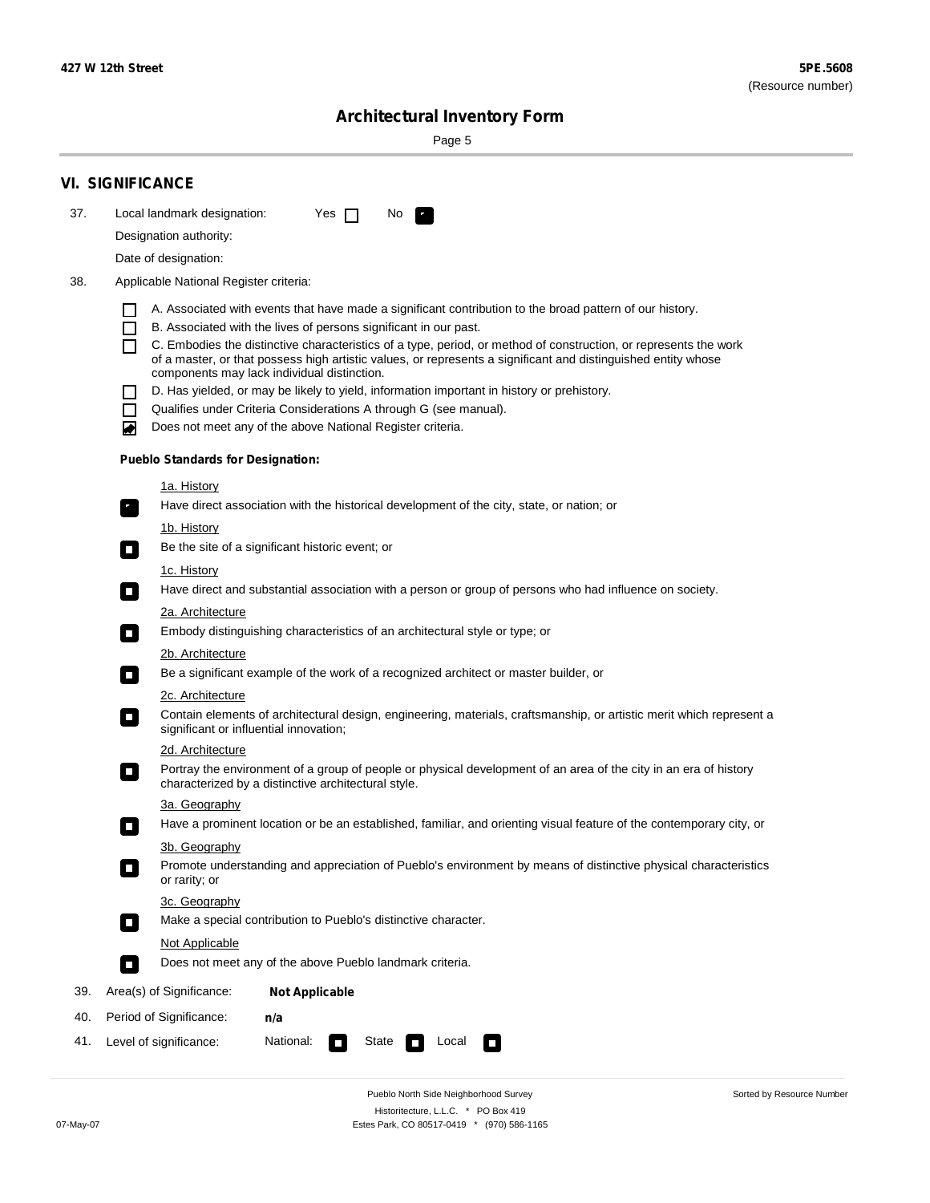## VI. SIGNIFICANCE

37. Local landmark designation: Yes ☐ No ☑

Designation authority:

Date of designation:

38. Applicable National Register criteria:

- ☐ A. Associated with events that have made a significant contribution to the broad pattern of our history.
- ☐ B. Associated with the lives of persons significant in our past.
- ☐ C. Embodies the distinctive characteristics of a type, period, or method of construction, or represents the work of a master, or that possess high artistic values, or represents a significant and distinguished entity whose components may lack individual distinction.
- ☐ D. Has yielded, or may be likely to yield, information important in history or prehistory.
- ☐ Qualifies under Criteria Considerations A through G (see manual).
- ☑ Does not meet any of the above National Register criteria.

**Pueblo Standards for Designation:**

1a. History
☑ Have direct association with the historical development of the city, state, or nation; or

1b. History
☐ Be the site of a significant historic event; or

1c. History
☐ Have direct and substantial association with a person or group of persons who had influence on society.

2a. Architecture
☐ Embody distinguishing characteristics of an architectural style or type; or

2b. Architecture
☐ Be a significant example of the work of a recognized architect or master builder, or

2c. Architecture
☐ Contain elements of architectural design, engineering, materials, craftsmanship, or artistic merit which represent a significant or influential innovation;

2d. Architecture
☐ Portray the environment of a group of people or physical development of an area of the city in an era of history characterized by a distinctive architectural style.

3a. Geography
☐ Have a prominent location or be an established, familiar, and orienting visual feature of the contemporary city, or

3b. Geography
☐ Promote understanding and appreciation of Pueblo's environment by means of distinctive physical characteristics or rarity; or

3c. Geography
☐ Make a special contribution to Pueblo's distinctive character.

Not Applicable
☐ Does not meet any of the above Pueblo landmark criteria.

39. Area(s) of Significance: **Not Applicable**

40. Period of Significance: **n/a**

41. Level of significance: National: ☐ State ☐ Local ☐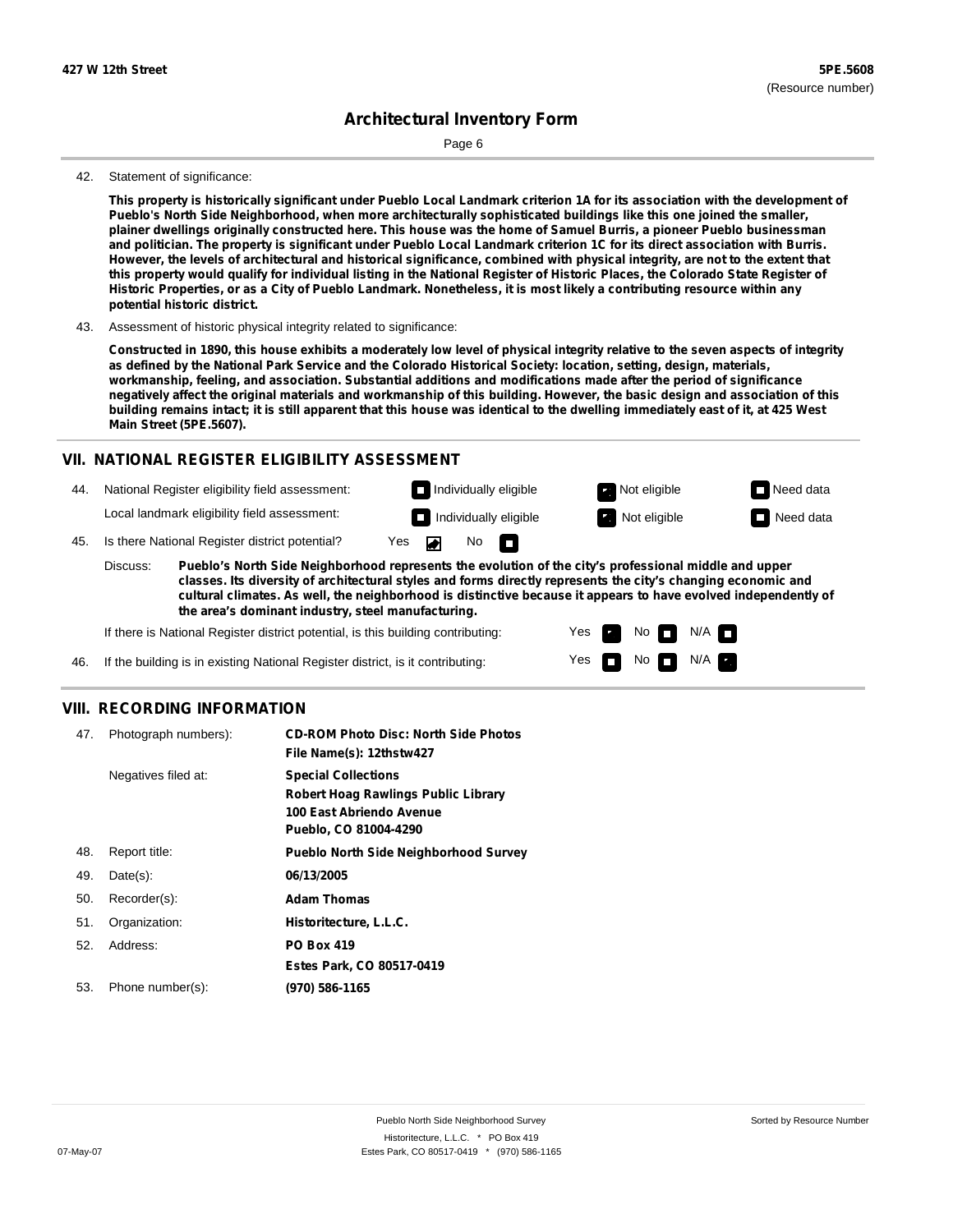**427 W 12th Street** **5PE.5608**
(Resource number)

# Architectural Inventory Form

42. Statement of significance:

**This property is historically significant under Pueblo Local Landmark criterion 1A for its association with the development of Pueblo's North Side Neighborhood, when more architecturally sophisticated buildings like this one joined the smaller, plainer dwellings originally constructed here. This house was the home of Samuel Burris, a pioneer Pueblo businessman and politician. The property is significant under Pueblo Local Landmark criterion 1C for its direct association with Burris. However, the levels of architectural and historical significance, combined with physical integrity, are not to the extent that this property would qualify for individual listing in the National Register of Historic Places, the Colorado State Register of Historic Properties, or as a City of Pueblo Landmark. Nonetheless, it is most likely a contributing resource within any potential historic district.**

43. Assessment of historic physical integrity related to significance:

**Constructed in 1890, this house exhibits a moderately low level of physical integrity relative to the seven aspects of integrity as defined by the National Park Service and the Colorado Historical Society: location, setting, design, materials, workmanship, feeling, and association. Substantial additions and modifications made after the period of significance negatively affect the original materials and workmanship of this building. However, the basic design and association of this building remains intact; it is still apparent that this house was identical to the dwelling immediately east of it, at 425 West Main Street (5PE.5607).**

## VII. NATIONAL REGISTER ELIGIBILITY ASSESSMENT

44. National Register eligibility field assessment: ☐ Individually eligible ☑ Not eligible ☐ Need data

Local landmark eligibility field assessment: ☐ Individually eligible ☑ Not eligible ☐ Need data

45. Is there National Register district potential? Yes ☑ No ☐

Discuss: **Pueblo's North Side Neighborhood represents the evolution of the city's professional middle and upper classes. Its diversity of architectural styles and forms directly represents the city's changing economic and cultural climates. As well, the neighborhood is distinctive because it appears to have evolved independently of the area's dominant industry, steel manufacturing.**

If there is National Register district potential, is this building contributing: Yes ☑ No ☐ N/A ☐

46. If the building is in existing National Register district, is it contributing: Yes ☐ No ☐ N/A ☑

## VIII. RECORDING INFORMATION

| | | |
|---|---|---|
| 47. | Photograph numbers): | **CD-ROM Photo Disc: North Side Photos**<br>**File Name(s): 12thstw427** |
| | Negatives filed at: | **Special Collections**<br>**Robert Hoag Rawlings Public Library**<br>**100 East Abriendo Avenue**<br>**Pueblo, CO 81004-4290** |
| 48. | Report title: | **Pueblo North Side Neighborhood Survey** |
| 49. | Date(s): | **06/13/2005** |
| 50. | Recorder(s): | **Adam Thomas** |
| 51. | Organization: | **Historitecture, L.L.C.** |
| 52. | Address: | **PO Box 419**<br>**Estes Park, CO 80517-0419** |
| 53. | Phone number(s): | **(970) 586-1165** |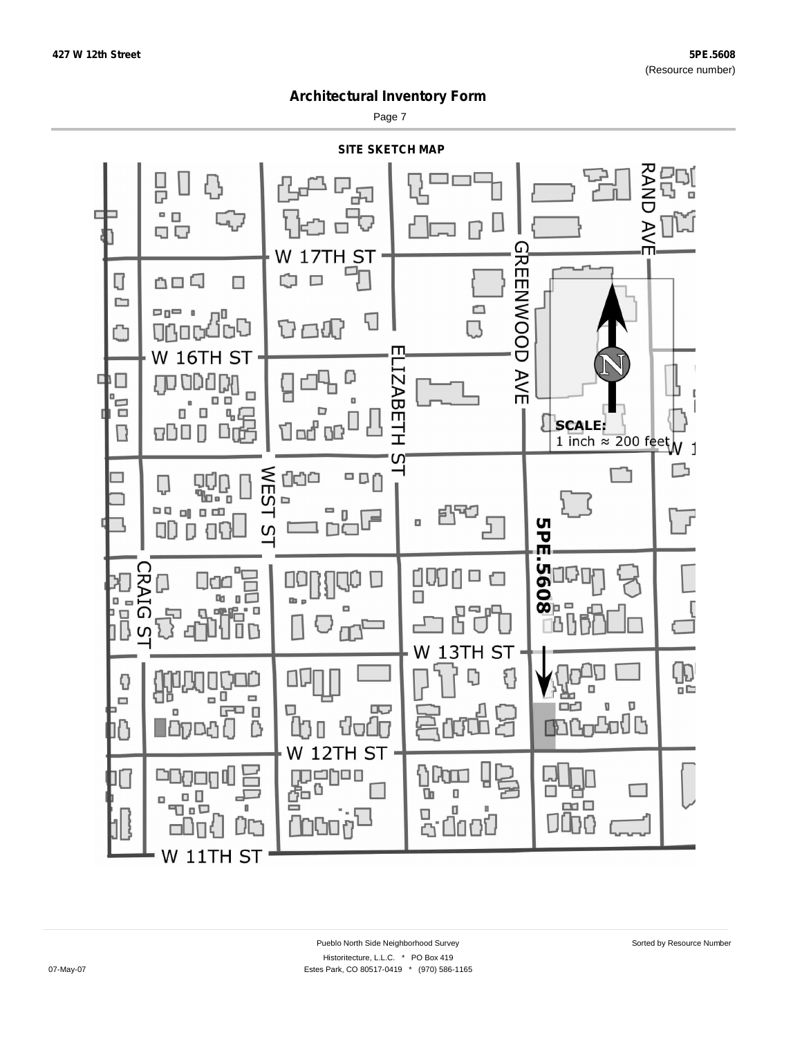427 W 12th Street

5PE.5608
(Resource number)

# Architectural Inventory Form

## SITE SKETCH MAP

W 17TH ST

RAND AVE

GREENWOOD AVE

W 16TH ST

ELIZABETH ST

SCALE:
1 inch ≈ 200 feet

WEST ST

5PE.5608

CRAIG ST

W 13TH ST

W 12TH ST

W 11TH ST

Pueblo North Side Neighborhood Survey

Historitecture, L.L.C. * PO Box 419
Estes Park, CO 80517-0419 * (970) 586-1165

07-May-07

Sorted by Resource Number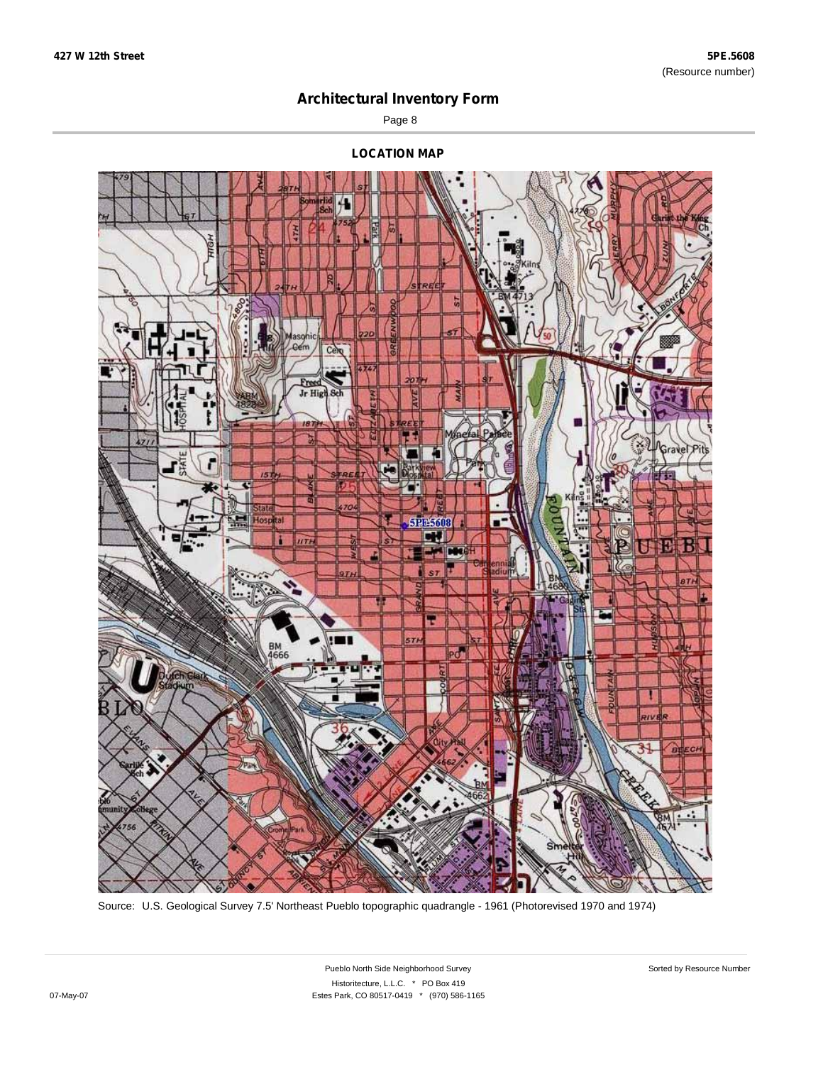## LOCATION MAP

Source: U.S. Geological Survey 7.5' Northeast Pueblo topographic quadrangle - 1961 (Photorevised 1970 and 1974)